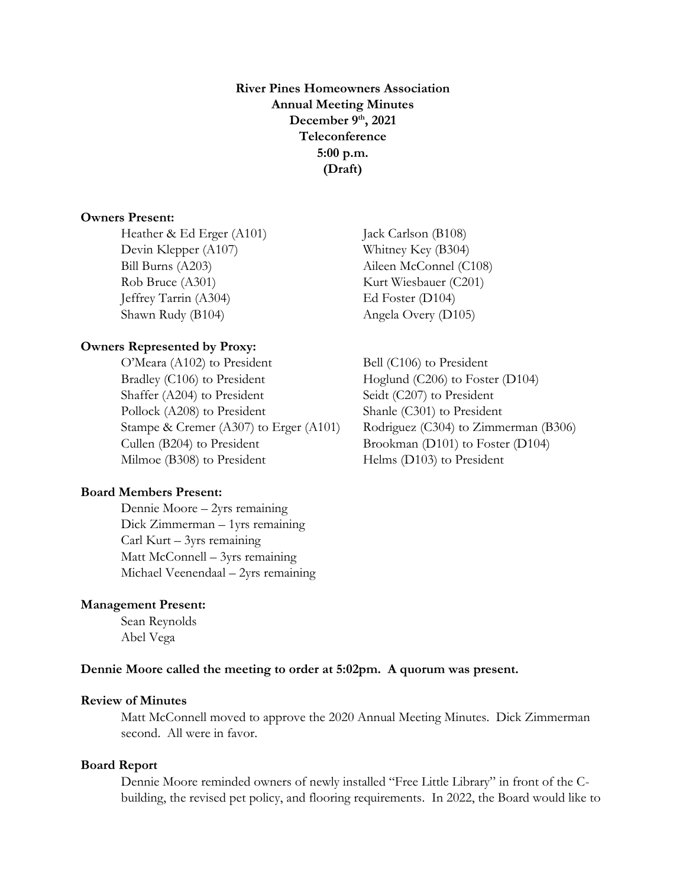**River Pines Homeowners Association**
**Annual Meeting Minutes**
**December 9th, 2021**
**Teleconference**
**5:00 p.m.**
**(Draft)**

**Owners Present:**

Heather & Ed Erger (A101)
Devin Klepper (A107)
Bill Burns (A203)
Rob Bruce (A301)
Jeffrey Tarrin (A304)
Shawn Rudy (B104)
Jack Carlson (B108)
Whitney Key (B304)
Aileen McConnel (C108)
Kurt Wiesbauer (C201)
Ed Foster (D104)
Angela Overy (D105)

**Owners Represented by Proxy:**

O'Meara (A102) to President
Bradley (C106) to President
Shaffer (A204) to President
Pollock (A208) to President
Stampe & Cremer (A307) to Erger (A101)
Cullen (B204) to President
Milmoe (B308) to President
Bell (C106) to President
Hoglund (C206) to Foster (D104)
Seidt (C207) to President
Shanle (C301) to President
Rodriguez (C304) to Zimmerman (B306)
Brookman (D101) to Foster (D104)
Helms (D103) to President

**Board Members Present:**

Dennie Moore – 2yrs remaining
Dick Zimmerman – 1yrs remaining
Carl Kurt – 3yrs remaining
Matt McConnell – 3yrs remaining
Michael Veenendaal – 2yrs remaining

**Management Present:**

Sean Reynolds
Abel Vega

**Dennie Moore called the meeting to order at 5:02pm. A quorum was present.**

**Review of Minutes**

Matt McConnell moved to approve the 2020 Annual Meeting Minutes. Dick Zimmerman second. All were in favor.

**Board Report**

Dennie Moore reminded owners of newly installed "Free Little Library" in front of the C-building, the revised pet policy, and flooring requirements. In 2022, the Board would like to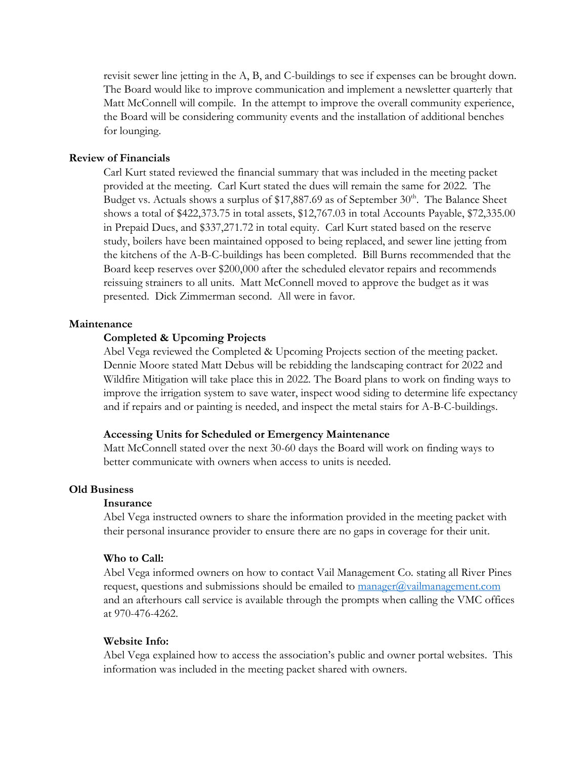revisit sewer line jetting in the A, B, and C-buildings to see if expenses can be brought down. The Board would like to improve communication and implement a newsletter quarterly that Matt McConnell will compile. In the attempt to improve the overall community experience, the Board will be considering community events and the installation of additional benches for lounging.

**Review of Financials**

Carl Kurt stated reviewed the financial summary that was included in the meeting packet provided at the meeting. Carl Kurt stated the dues will remain the same for 2022. The Budget vs. Actuals shows a surplus of $17,887.69 as of September 30th. The Balance Sheet shows a total of $422,373.75 in total assets, $12,767.03 in total Accounts Payable, $72,335.00 in Prepaid Dues, and $337,271.72 in total equity. Carl Kurt stated based on the reserve study, boilers have been maintained opposed to being replaced, and sewer line jetting from the kitchens of the A-B-C-buildings has been completed. Bill Burns recommended that the Board keep reserves over $200,000 after the scheduled elevator repairs and recommends reissuing strainers to all units. Matt McConnell moved to approve the budget as it was presented. Dick Zimmerman second. All were in favor.

**Maintenance**

**Completed & Upcoming Projects**

Abel Vega reviewed the Completed & Upcoming Projects section of the meeting packet. Dennie Moore stated Matt Debus will be rebidding the landscaping contract for 2022 and Wildfire Mitigation will take place this in 2022. The Board plans to work on finding ways to improve the irrigation system to save water, inspect wood siding to determine life expectancy and if repairs and or painting is needed, and inspect the metal stairs for A-B-C-buildings.

**Accessing Units for Scheduled or Emergency Maintenance**

Matt McConnell stated over the next 30-60 days the Board will work on finding ways to better communicate with owners when access to units is needed.

**Old Business**

**Insurance**

Abel Vega instructed owners to share the information provided in the meeting packet with their personal insurance provider to ensure there are no gaps in coverage for their unit.

**Who to Call:**

Abel Vega informed owners on how to contact Vail Management Co. stating all River Pines request, questions and submissions should be emailed to manager@vailmanagement.com and an afterhours call service is available through the prompts when calling the VMC offices at 970-476-4262.

**Website Info:**

Abel Vega explained how to access the association's public and owner portal websites. This information was included in the meeting packet shared with owners.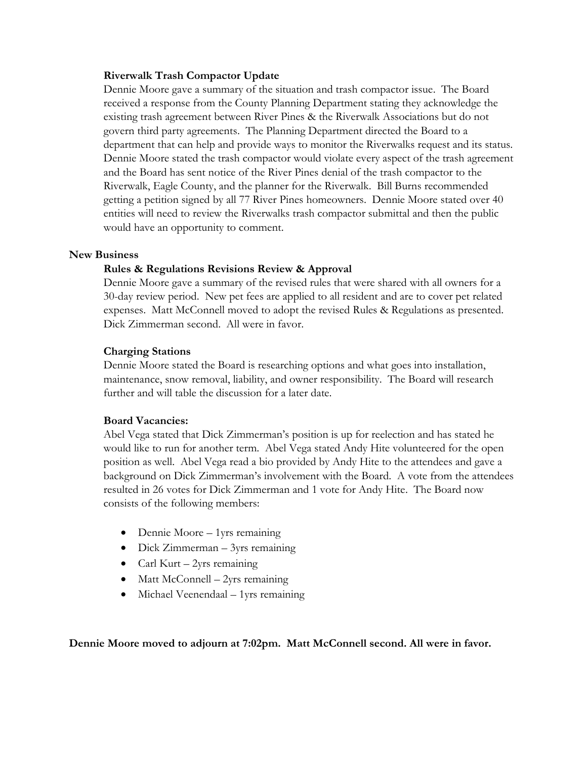**Riverwalk Trash Compactor Update**

Dennie Moore gave a summary of the situation and trash compactor issue. The Board received a response from the County Planning Department stating they acknowledge the existing trash agreement between River Pines & the Riverwalk Associations but do not govern third party agreements. The Planning Department directed the Board to a department that can help and provide ways to monitor the Riverwalks request and its status. Dennie Moore stated the trash compactor would violate every aspect of the trash agreement and the Board has sent notice of the River Pines denial of the trash compactor to the Riverwalk, Eagle County, and the planner for the Riverwalk. Bill Burns recommended getting a petition signed by all 77 River Pines homeowners. Dennie Moore stated over 40 entities will need to review the Riverwalks trash compactor submittal and then the public would have an opportunity to comment.

**New Business**

**Rules & Regulations Revisions Review & Approval**

Dennie Moore gave a summary of the revised rules that were shared with all owners for a 30-day review period. New pet fees are applied to all resident and are to cover pet related expenses. Matt McConnell moved to adopt the revised Rules & Regulations as presented. Dick Zimmerman second. All were in favor.

**Charging Stations**

Dennie Moore stated the Board is researching options and what goes into installation, maintenance, snow removal, liability, and owner responsibility. The Board will research further and will table the discussion for a later date.

**Board Vacancies:**

Abel Vega stated that Dick Zimmerman's position is up for reelection and has stated he would like to run for another term. Abel Vega stated Andy Hite volunteered for the open position as well. Abel Vega read a bio provided by Andy Hite to the attendees and gave a background on Dick Zimmerman's involvement with the Board. A vote from the attendees resulted in 26 votes for Dick Zimmerman and 1 vote for Andy Hite. The Board now consists of the following members:

- Dennie Moore – 1yrs remaining
- Dick Zimmerman – 3yrs remaining
- Carl Kurt – 2yrs remaining
- Matt McConnell – 2yrs remaining
- Michael Veenendaal – 1yrs remaining

**Dennie Moore moved to adjourn at 7:02pm. Matt McConnell second. All were in favor.**